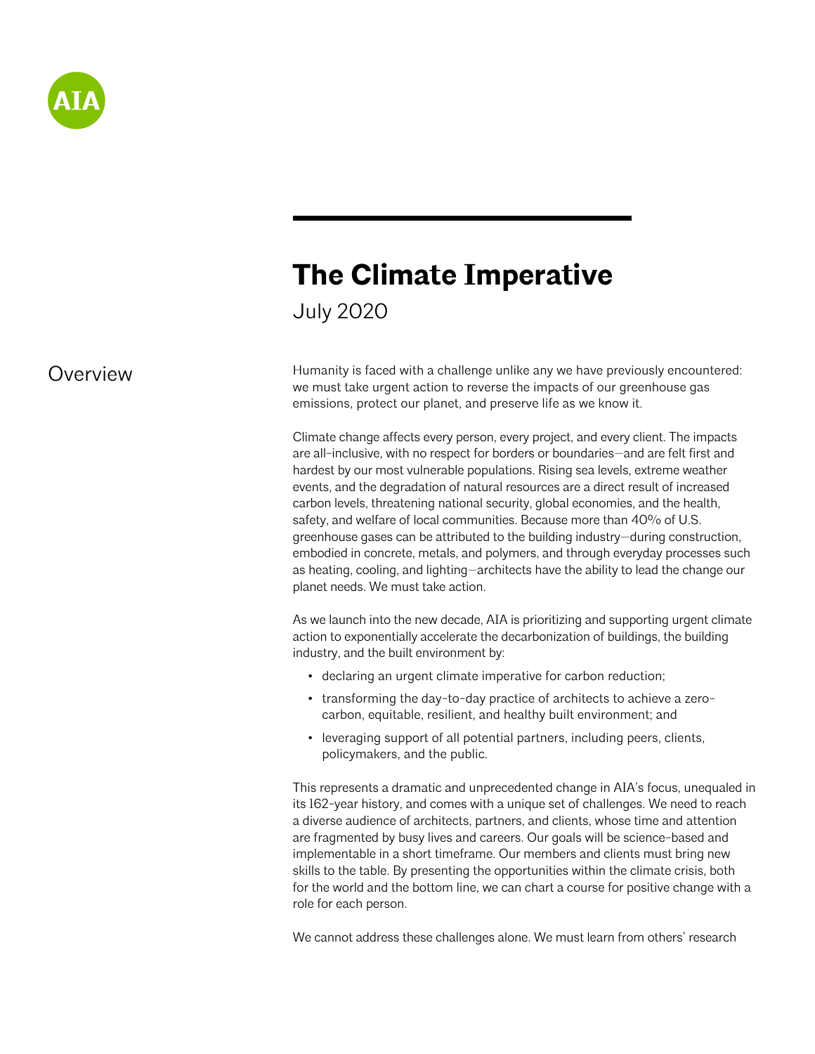AIA

# The Climate Imperative

July 2020

## Overview

Humanity is faced with a challenge unlike any we have previously encountered: we must take urgent action to reverse the impacts of our greenhouse gas emissions, protect our planet, and preserve life as we know it.

Climate change affects every person, every project, and every client. The impacts are all-inclusive, with no respect for borders or boundaries—and are felt first and hardest by our most vulnerable populations. Rising sea levels, extreme weather events, and the degradation of natural resources are a direct result of increased carbon levels, threatening national security, global economies, and the health, safety, and welfare of local communities. Because more than 40% of U.S. greenhouse gases can be attributed to the building industry—during construction, embodied in concrete, metals, and polymers, and through everyday processes such as heating, cooling, and lighting—architects have the ability to lead the change our planet needs. We must take action.

As we launch into the new decade, AIA is prioritizing and supporting urgent climate action to exponentially accelerate the decarbonization of buildings, the building industry, and the built environment by:

- declaring an urgent climate imperative for carbon reduction;
- transforming the day-to-day practice of architects to achieve a zero-carbon, equitable, resilient, and healthy built environment; and
- leveraging support of all potential partners, including peers, clients, policymakers, and the public.

This represents a dramatic and unprecedented change in AIA's focus, unequaled in its 162-year history, and comes with a unique set of challenges. We need to reach a diverse audience of architects, partners, and clients, whose time and attention are fragmented by busy lives and careers. Our goals will be science-based and implementable in a short timeframe. Our members and clients must bring new skills to the table. By presenting the opportunities within the climate crisis, both for the world and the bottom line, we can chart a course for positive change with a role for each person.

We cannot address these challenges alone. We must learn from others' research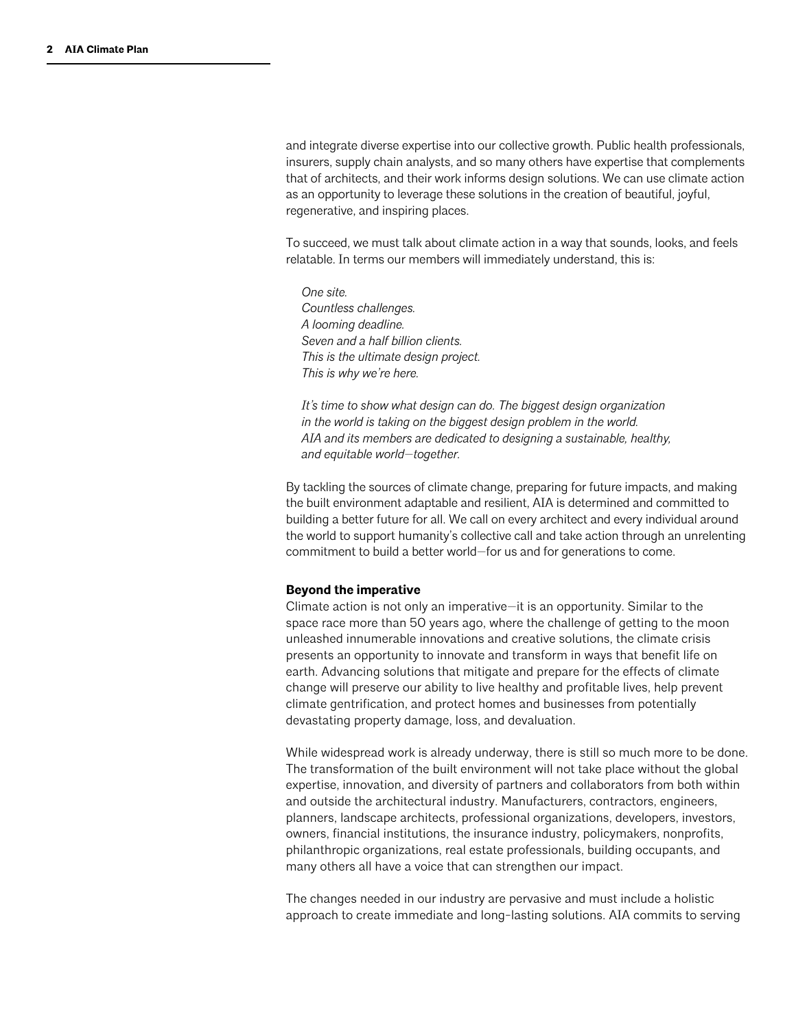and integrate diverse expertise into our collective growth. Public health professionals, insurers, supply chain analysts, and so many others have expertise that complements that of architects, and their work informs design solutions. We can use climate action as an opportunity to leverage these solutions in the creation of beautiful, joyful, regenerative, and inspiring places.

To succeed, we must talk about climate action in a way that sounds, looks, and feels relatable. In terms our members will immediately understand, this is:

> *One site.*
> *Countless challenges.*
> *A looming deadline.*
> *Seven and a half billion clients.*
> *This is the ultimate design project.*
> *This is why we're here.*
>
> *It's time to show what design can do. The biggest design organization in the world is taking on the biggest design problem in the world. AIA and its members are dedicated to designing a sustainable, healthy, and equitable world—together.*

By tackling the sources of climate change, preparing for future impacts, and making the built environment adaptable and resilient, AIA is determined and committed to building a better future for all. We call on every architect and every individual around the world to support humanity's collective call and take action through an unrelenting commitment to build a better world—for us and for generations to come.

**Beyond the imperative**

Climate action is not only an imperative—it is an opportunity. Similar to the space race more than 50 years ago, where the challenge of getting to the moon unleashed innumerable innovations and creative solutions, the climate crisis presents an opportunity to innovate and transform in ways that benefit life on earth. Advancing solutions that mitigate and prepare for the effects of climate change will preserve our ability to live healthy and profitable lives, help prevent climate gentrification, and protect homes and businesses from potentially devastating property damage, loss, and devaluation.

While widespread work is already underway, there is still so much more to be done. The transformation of the built environment will not take place without the global expertise, innovation, and diversity of partners and collaborators from both within and outside the architectural industry. Manufacturers, contractors, engineers, planners, landscape architects, professional organizations, developers, investors, owners, financial institutions, the insurance industry, policymakers, nonprofits, philanthropic organizations, real estate professionals, building occupants, and many others all have a voice that can strengthen our impact.

The changes needed in our industry are pervasive and must include a holistic approach to create immediate and long-lasting solutions. AIA commits to serving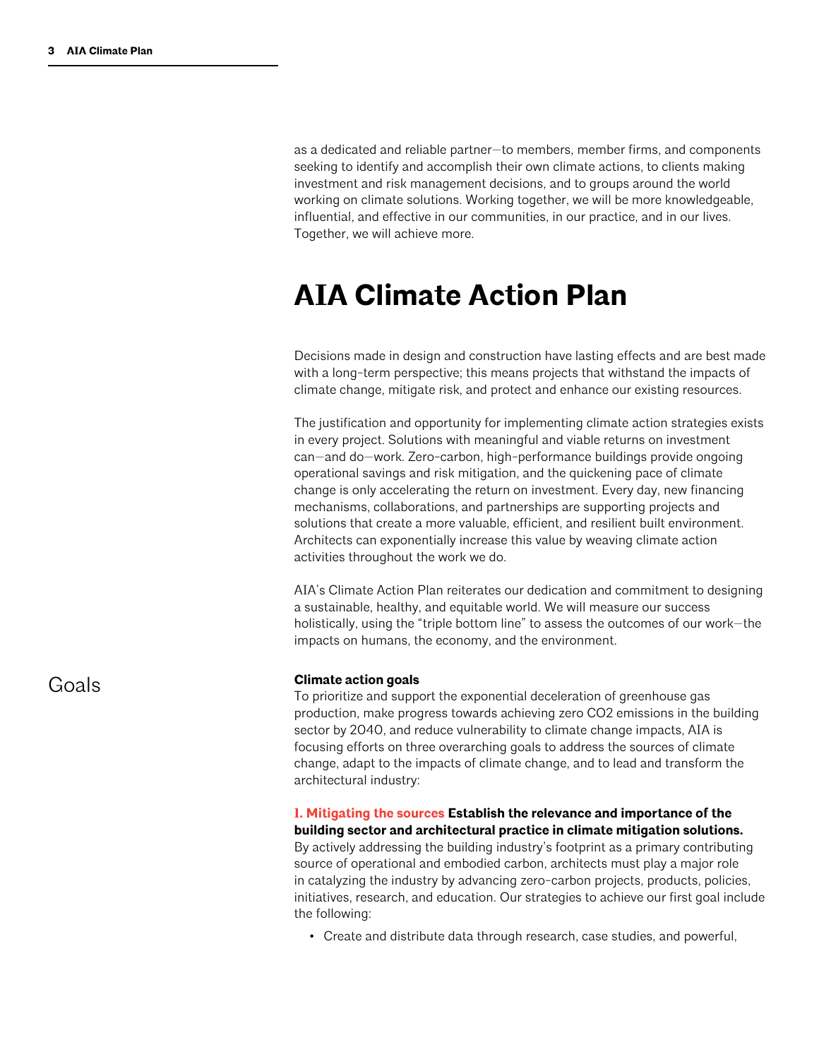as a dedicated and reliable partner—to members, member firms, and components seeking to identify and accomplish their own climate actions, to clients making investment and risk management decisions, and to groups around the world working on climate solutions. Working together, we will be more knowledgeable, influential, and effective in our communities, in our practice, and in our lives. Together, we will achieve more.

# AIA Climate Action Plan

Decisions made in design and construction have lasting effects and are best made with a long-term perspective; this means projects that withstand the impacts of climate change, mitigate risk, and protect and enhance our existing resources.

The justification and opportunity for implementing climate action strategies exists in every project. Solutions with meaningful and viable returns on investment can—and do—work. Zero-carbon, high-performance buildings provide ongoing operational savings and risk mitigation, and the quickening pace of climate change is only accelerating the return on investment. Every day, new financing mechanisms, collaborations, and partnerships are supporting projects and solutions that create a more valuable, efficient, and resilient built environment. Architects can exponentially increase this value by weaving climate action activities throughout the work we do.

AIA's Climate Action Plan reiterates our dedication and commitment to designing a sustainable, healthy, and equitable world. We will measure our success holistically, using the "triple bottom line" to assess the outcomes of our work—the impacts on humans, the economy, and the environment.

## Goals

**Climate action goals**

To prioritize and support the exponential deceleration of greenhouse gas production, make progress towards achieving zero $CO_2$ emissions in the building sector by 2040, and reduce vulnerability to climate change impacts, AIA is focusing efforts on three overarching goals to address the sources of climate change, adapt to the impacts of climate change, and to lead and transform the architectural industry:

**1. Mitigating the sources** **Establish the relevance and importance of the building sector and architectural practice in climate mitigation solutions.** By actively addressing the building industry's footprint as a primary contributing source of operational and embodied carbon, architects must play a major role in catalyzing the industry by advancing zero-carbon projects, products, policies, initiatives, research, and education. Our strategies to achieve our first goal include the following:

- Create and distribute data through research, case studies, and powerful,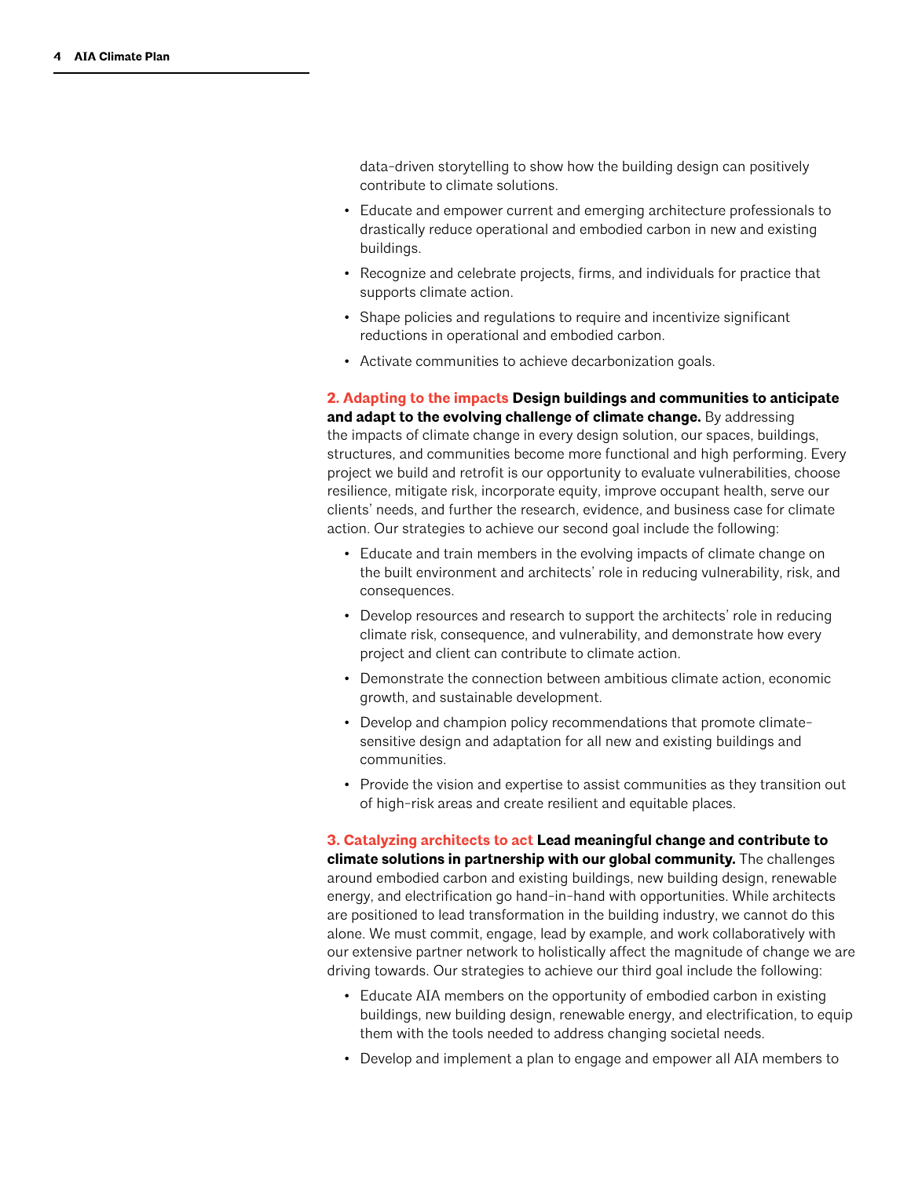data-driven storytelling to show how the building design can positively contribute to climate solutions.

- Educate and empower current and emerging architecture professionals to drastically reduce operational and embodied carbon in new and existing buildings.
- Recognize and celebrate projects, firms, and individuals for practice that supports climate action.
- Shape policies and regulations to require and incentivize significant reductions in operational and embodied carbon.
- Activate communities to achieve decarbonization goals.

**2. Adapting to the impacts** **Design buildings and communities to anticipate and adapt to the evolving challenge of climate change.** By addressing the impacts of climate change in every design solution, our spaces, buildings, structures, and communities become more functional and high performing. Every project we build and retrofit is our opportunity to evaluate vulnerabilities, choose resilience, mitigate risk, incorporate equity, improve occupant health, serve our clients' needs, and further the research, evidence, and business case for climate action. Our strategies to achieve our second goal include the following:

- Educate and train members in the evolving impacts of climate change on the built environment and architects' role in reducing vulnerability, risk, and consequences.
- Develop resources and research to support the architects' role in reducing climate risk, consequence, and vulnerability, and demonstrate how every project and client can contribute to climate action.
- Demonstrate the connection between ambitious climate action, economic growth, and sustainable development.
- Develop and champion policy recommendations that promote climate-sensitive design and adaptation for all new and existing buildings and communities.
- Provide the vision and expertise to assist communities as they transition out of high-risk areas and create resilient and equitable places.

**3. Catalyzing architects to act** **Lead meaningful change and contribute to climate solutions in partnership with our global community.** The challenges around embodied carbon and existing buildings, new building design, renewable energy, and electrification go hand-in-hand with opportunities. While architects are positioned to lead transformation in the building industry, we cannot do this alone. We must commit, engage, lead by example, and work collaboratively with our extensive partner network to holistically affect the magnitude of change we are driving towards. Our strategies to achieve our third goal include the following:

- Educate AIA members on the opportunity of embodied carbon in existing buildings, new building design, renewable energy, and electrification, to equip them with the tools needed to address changing societal needs.
- Develop and implement a plan to engage and empower all AIA members to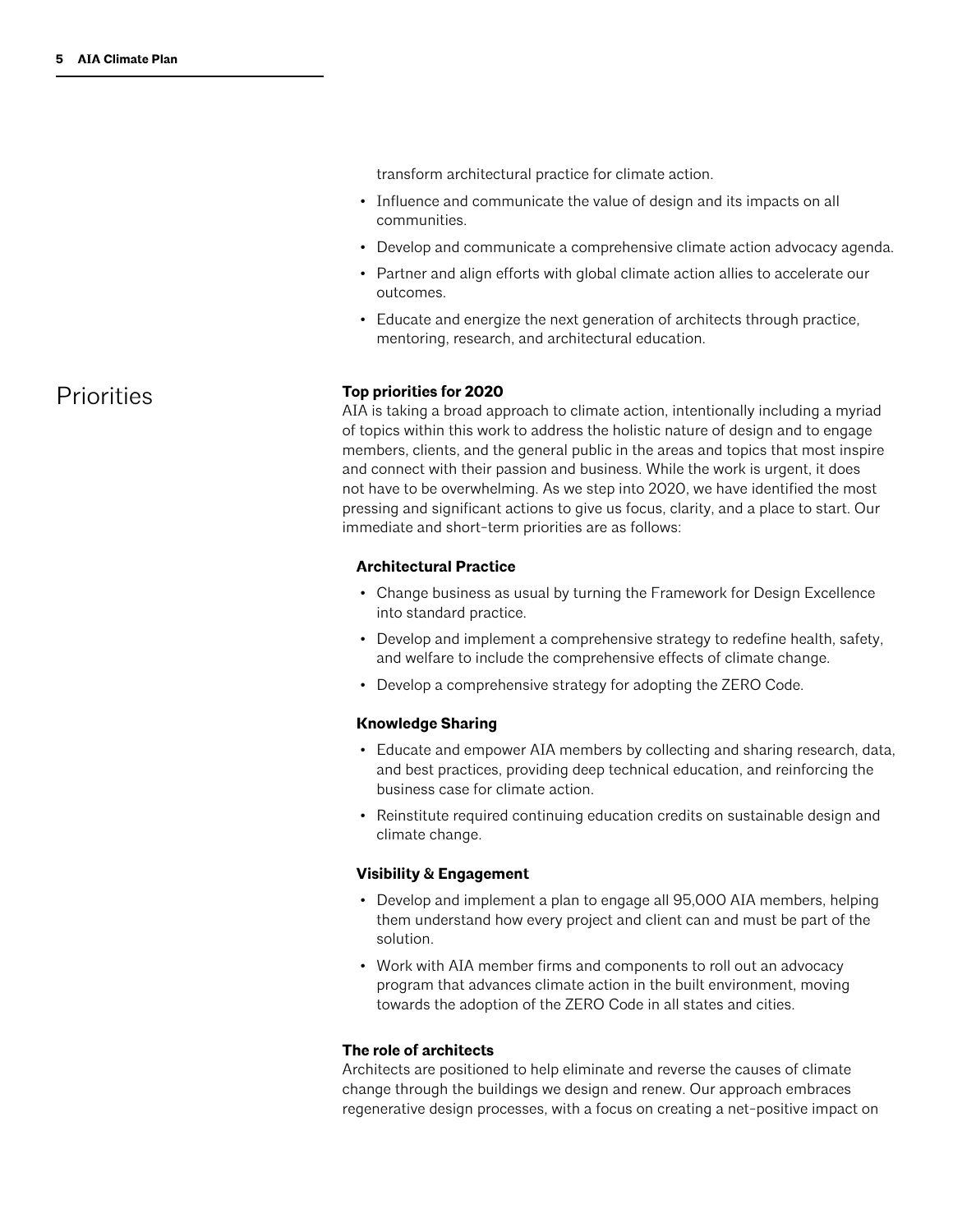transform architectural practice for climate action.

- Influence and communicate the value of design and its impacts on all communities.
- Develop and communicate a comprehensive climate action advocacy agenda.
- Partner and align efforts with global climate action allies to accelerate our outcomes.
- Educate and energize the next generation of architects through practice, mentoring, research, and architectural education.

## Priorities

**Top priorities for 2020**

AIA is taking a broad approach to climate action, intentionally including a myriad of topics within this work to address the holistic nature of design and to engage members, clients, and the general public in the areas and topics that most inspire and connect with their passion and business. While the work is urgent, it does not have to be overwhelming. As we step into 2020, we have identified the most pressing and significant actions to give us focus, clarity, and a place to start. Our immediate and short-term priorities are as follows:

**Architectural Practice**

- Change business as usual by turning the Framework for Design Excellence into standard practice.
- Develop and implement a comprehensive strategy to redefine health, safety, and welfare to include the comprehensive effects of climate change.
- Develop a comprehensive strategy for adopting the ZERO Code.

**Knowledge Sharing**

- Educate and empower AIA members by collecting and sharing research, data, and best practices, providing deep technical education, and reinforcing the business case for climate action.
- Reinstitute required continuing education credits on sustainable design and climate change.

**Visibility & Engagement**

- Develop and implement a plan to engage all 95,000 AIA members, helping them understand how every project and client can and must be part of the solution.
- Work with AIA member firms and components to roll out an advocacy program that advances climate action in the built environment, moving towards the adoption of the ZERO Code in all states and cities.

**The role of architects**

Architects are positioned to help eliminate and reverse the causes of climate change through the buildings we design and renew. Our approach embraces regenerative design processes, with a focus on creating a net-positive impact on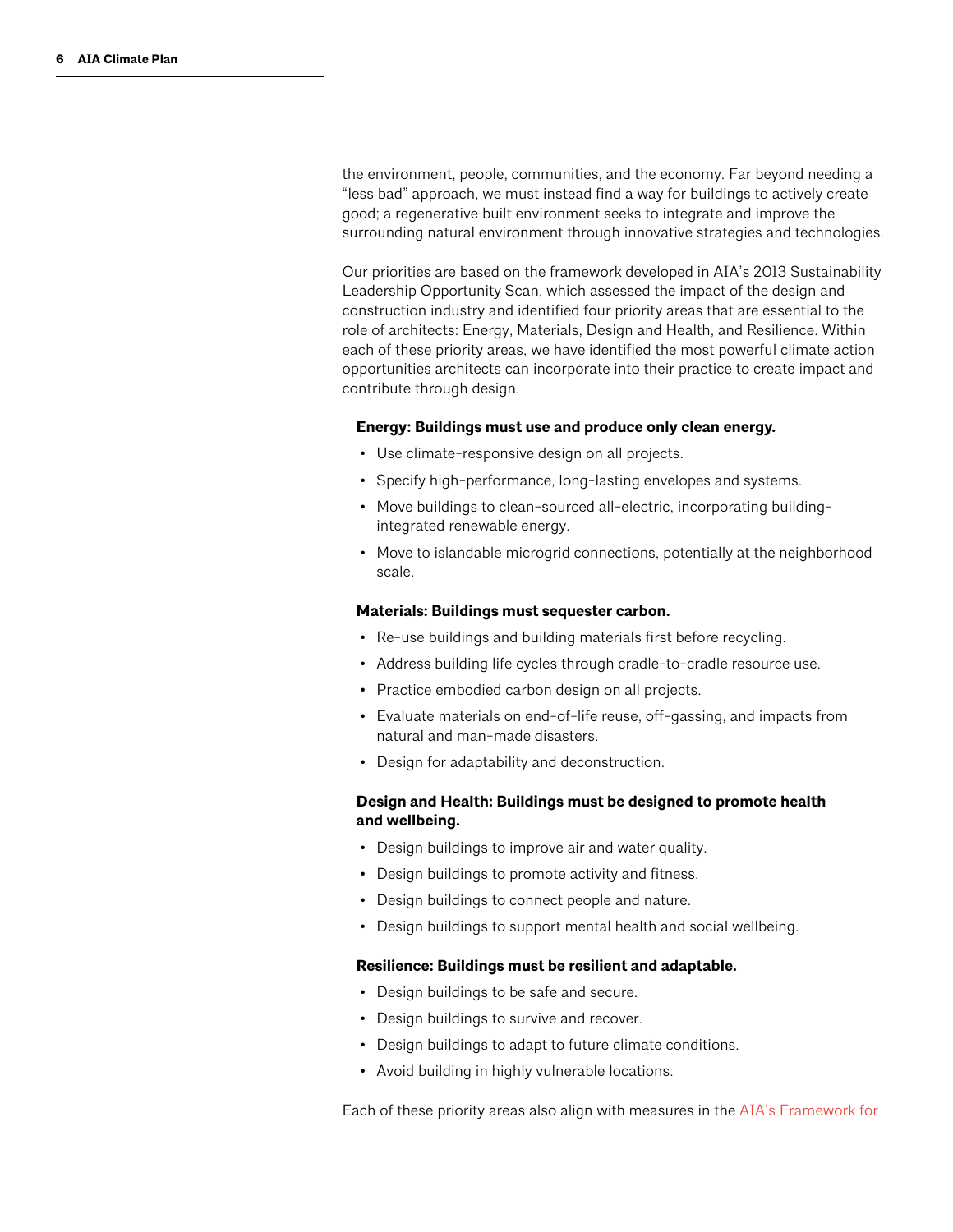the environment, people, communities, and the economy. Far beyond needing a "less bad" approach, we must instead find a way for buildings to actively create good; a regenerative built environment seeks to integrate and improve the surrounding natural environment through innovative strategies and technologies.

Our priorities are based on the framework developed in AIA's 2013 Sustainability Leadership Opportunity Scan, which assessed the impact of the design and construction industry and identified four priority areas that are essential to the role of architects: Energy, Materials, Design and Health, and Resilience. Within each of these priority areas, we have identified the most powerful climate action opportunities architects can incorporate into their practice to create impact and contribute through design.

**Energy: Buildings must use and produce only clean energy.**

- Use climate-responsive design on all projects.
- Specify high-performance, long-lasting envelopes and systems.
- Move buildings to clean-sourced all-electric, incorporating building-integrated renewable energy.
- Move to islandable microgrid connections, potentially at the neighborhood scale.

**Materials: Buildings must sequester carbon.**

- Re-use buildings and building materials first before recycling.
- Address building life cycles through cradle-to-cradle resource use.
- Practice embodied carbon design on all projects.
- Evaluate materials on end-of-life reuse, off-gassing, and impacts from natural and man-made disasters.
- Design for adaptability and deconstruction.

**Design and Health: Buildings must be designed to promote health and wellbeing.**

- Design buildings to improve air and water quality.
- Design buildings to promote activity and fitness.
- Design buildings to connect people and nature.
- Design buildings to support mental health and social wellbeing.

**Resilience: Buildings must be resilient and adaptable.**

- Design buildings to be safe and secure.
- Design buildings to survive and recover.
- Design buildings to adapt to future climate conditions.
- Avoid building in highly vulnerable locations.

Each of these priority areas also align with measures in the AIA's Framework for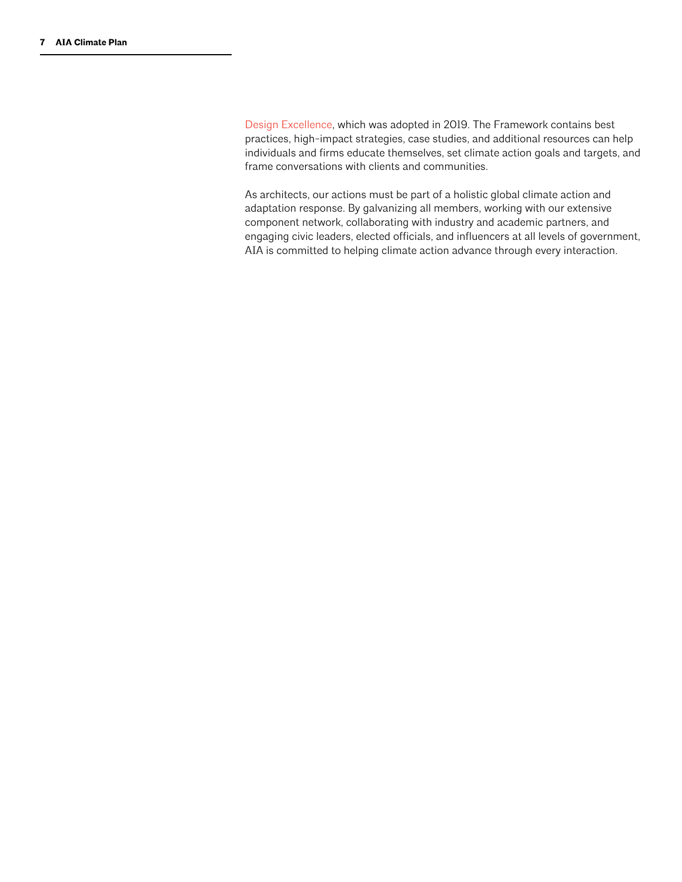Design Excellence, which was adopted in 2019. The Framework contains best practices, high-impact strategies, case studies, and additional resources can help individuals and firms educate themselves, set climate action goals and targets, and frame conversations with clients and communities.

As architects, our actions must be part of a holistic global climate action and adaptation response. By galvanizing all members, working with our extensive component network, collaborating with industry and academic partners, and engaging civic leaders, elected officials, and influencers at all levels of government, AIA is committed to helping climate action advance through every interaction.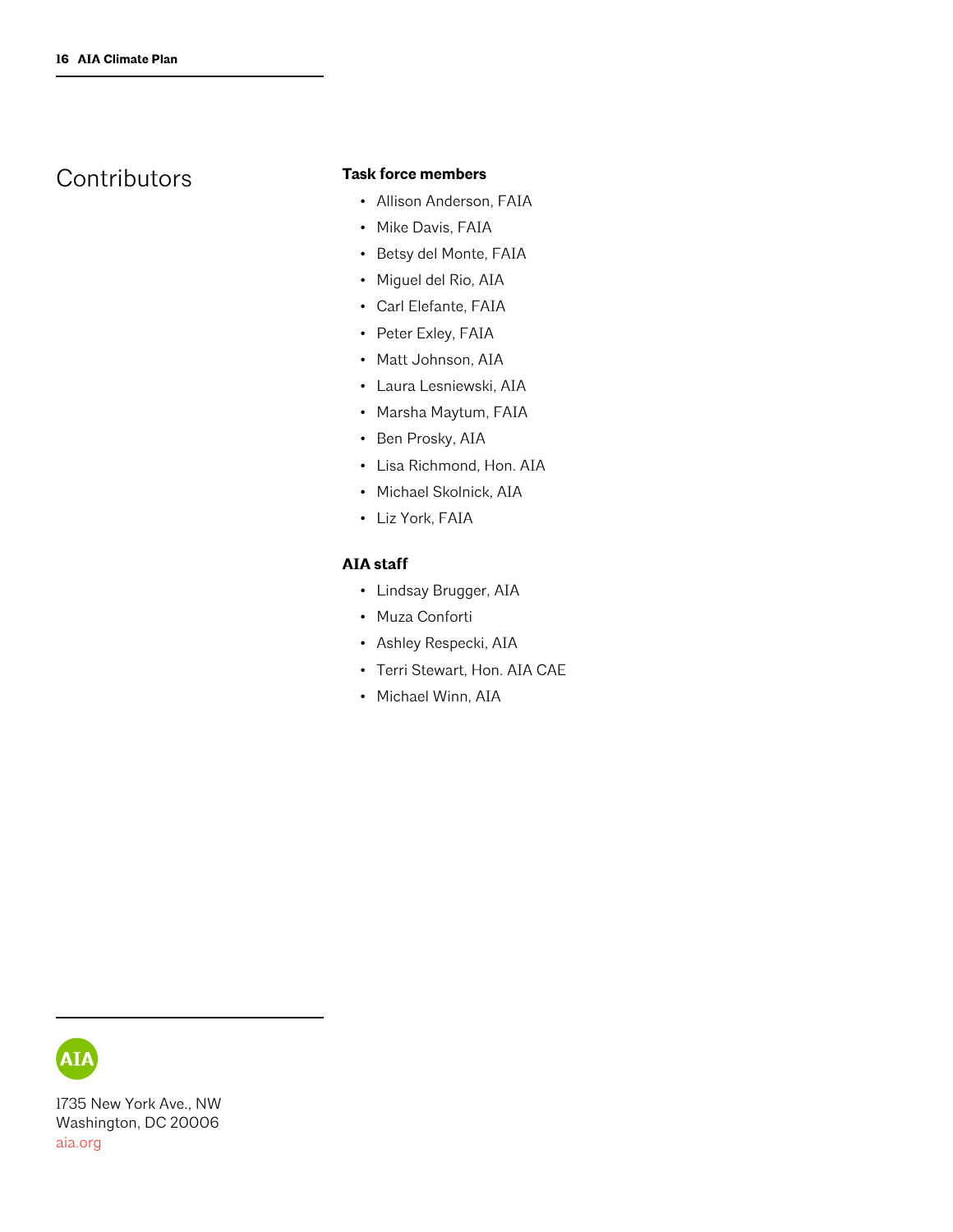# Contributors

**Task force members**

- Allison Anderson, FAIA
- Mike Davis, FAIA
- Betsy del Monte, FAIA
- Miguel del Rio, AIA
- Carl Elefante, FAIA
- Peter Exley, FAIA
- Matt Johnson, AIA
- Laura Lesniewski, AIA
- Marsha Maytum, FAIA
- Ben Prosky, AIA
- Lisa Richmond, Hon. AIA
- Michael Skolnick, AIA
- Liz York, FAIA

**AIA staff**

- Lindsay Brugger, AIA
- Muza Conforti
- Ashley Respecki, AIA
- Terri Stewart, Hon. AIA CAE
- Michael Winn, AIA

AIA

1735 New York Ave., NW
Washington, DC 20006
aia.org